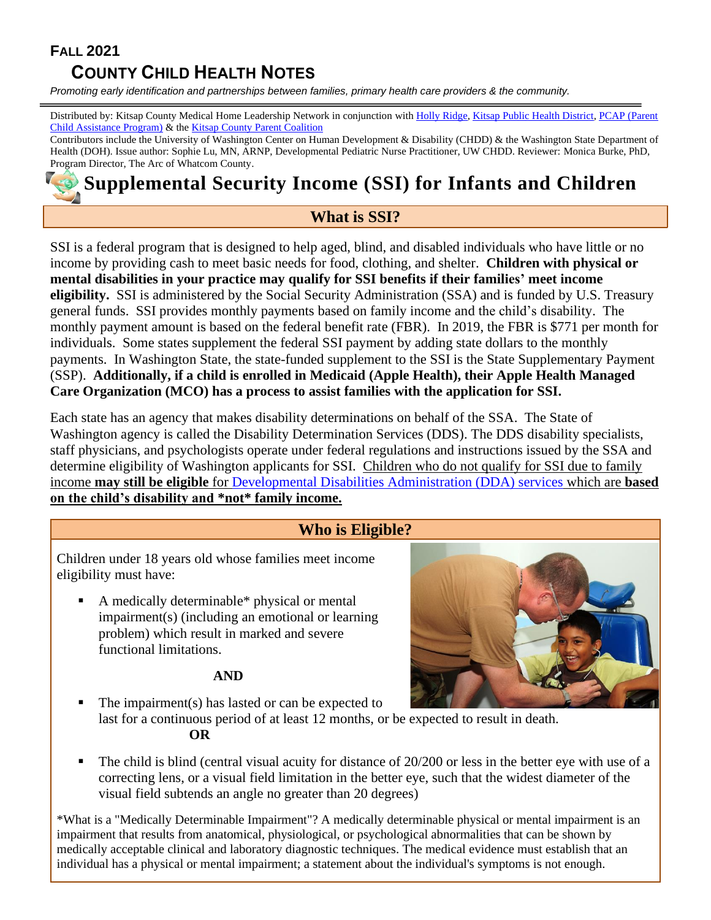**FALL 2021**

# COUNTY CHILD HEALTH NOTES

*Promoting early identification and partnerships between families, primary health care providers & the community.*

Distributed by: Kitsap County Medical Home Leadership Network in conjunction with Holly Ridge, Kitsap Public Health District, PCAP (Parent Child Assistance Program) & the Kitsap County Parent Coalition

Contributors include the University of Washington Center on Human Development & Disability (CHDD) & the Washington State Department of Health (DOH). Issue author: Sophie Lu, MN, ARNP, Developmental Pediatric Nurse Practitioner, UW CHDD. Reviewer: Monica Burke, PhD, Program Director, The Arc of Whatcom County.

# Supplemental Security Income (SSI) for Infants and Children

## What is SSI?

SSI is a federal program that is designed to help aged, blind, and disabled individuals who have little or no income by providing cash to meet basic needs for food, clothing, and shelter. **Children with physical or mental disabilities in your practice may qualify for SSI benefits if their families' meet income eligibility.** SSI is administered by the Social Security Administration (SSA) and is funded by U.S. Treasury general funds. SSI provides monthly payments based on family income and the child's disability. The monthly payment amount is based on the federal benefit rate (FBR). In 2019, the FBR is $771 per month for individuals. Some states supplement the federal SSI payment by adding state dollars to the monthly payments. In Washington State, the state-funded supplement to the SSI is the State Supplementary Payment (SSP). **Additionally, if a child is enrolled in Medicaid (Apple Health), their Apple Health Managed Care Organization (MCO) has a process to assist families with the application for SSI.**

Each state has an agency that makes disability determinations on behalf of the SSA. The State of Washington agency is called the Disability Determination Services (DDS). The DDS disability specialists, staff physicians, and psychologists operate under federal regulations and instructions issued by the SSA and determine eligibility of Washington applicants for SSI. Children who do not qualify for SSI due to family income **may still be eligible** for Developmental Disabilities Administration (DDA) services which are **based on the child's disability and *not* family income.**

## Who is Eligible?

Children under 18 years old whose families meet income eligibility must have:

- A medically determinable* physical or mental impairment(s) (including an emotional or learning problem) which result in marked and severe functional limitations.

**AND**

- The impairment(s) has lasted or can be expected to last for a continuous period of at least 12 months, or be expected to result in death.

**OR**

- The child is blind (central visual acuity for distance of 20/200 or less in the better eye with use of a correcting lens, or a visual field limitation in the better eye, such that the widest diameter of the visual field subtends an angle no greater than 20 degrees)

*What is a "Medically Determinable Impairment"? A medically determinable physical or mental impairment is an impairment that results from anatomical, physiological, or psychological abnormalities that can be shown by medically acceptable clinical and laboratory diagnostic techniques. The medical evidence must establish that an individual has a physical or mental impairment; a statement about the individual's symptoms is not enough.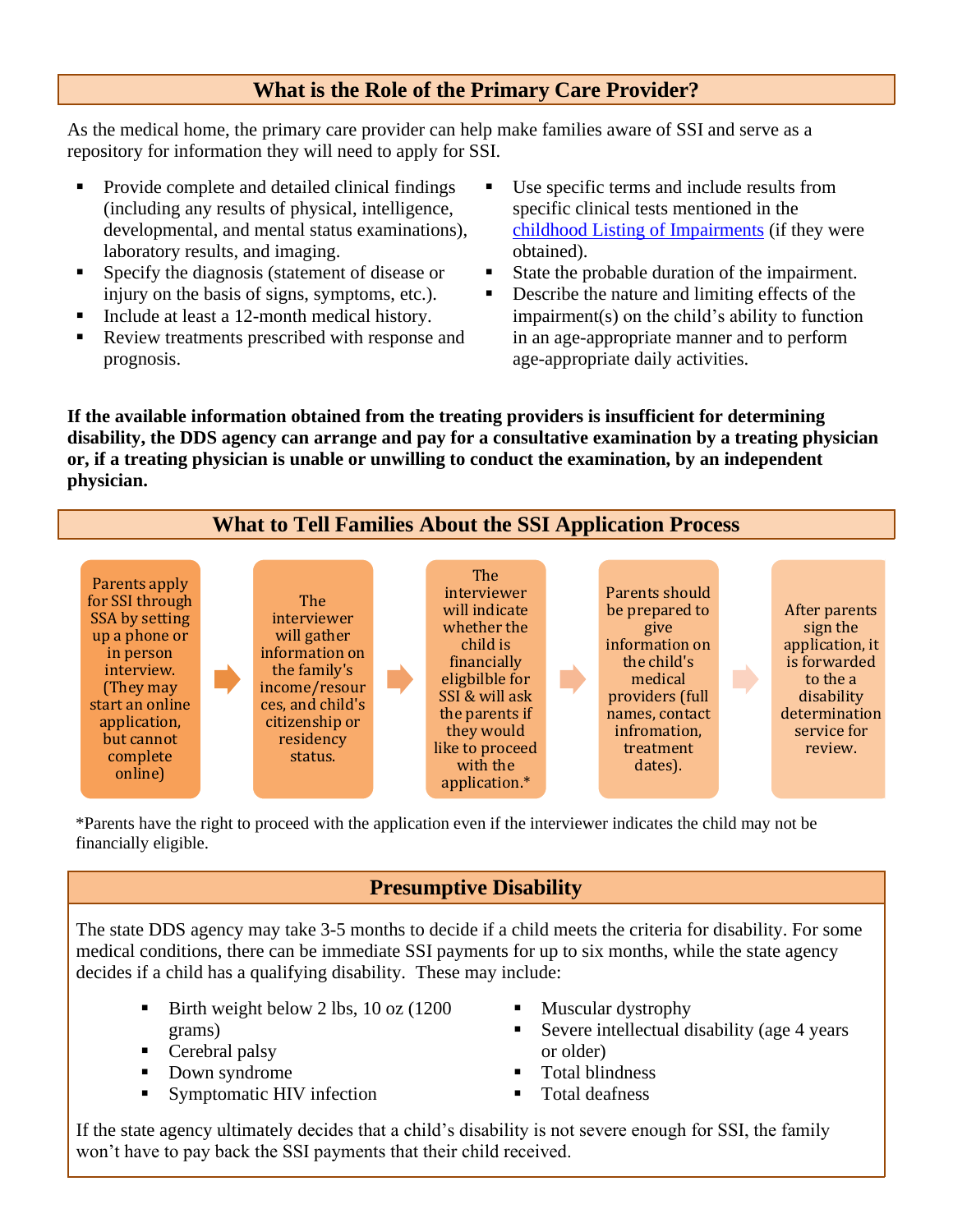## What is the Role of the Primary Care Provider?

As the medical home, the primary care provider can help make families aware of SSI and serve as a repository for information they will need to apply for SSI.

- Provide complete and detailed clinical findings (including any results of physical, intelligence, developmental, and mental status examinations), laboratory results, and imaging.
- Specify the diagnosis (statement of disease or injury on the basis of signs, symptoms, etc.).
- Include at least a 12-month medical history.
- Review treatments prescribed with response and prognosis.
- Use specific terms and include results from specific clinical tests mentioned in the childhood Listing of Impairments (if they were obtained).
- State the probable duration of the impairment.
- Describe the nature and limiting effects of the impairment(s) on the child's ability to function in an age-appropriate manner and to perform age-appropriate daily activities.

**If the available information obtained from the treating providers is insufficient for determining disability, the DDS agency can arrange and pay for a consultative examination by a treating physician or, if a treating physician is unable or unwilling to conduct the examination, by an independent physician.**

## What to Tell Families About the SSI Application Process

1. Parents apply for SSI through SSA by setting up a phone or in person interview. (They may start an online application, but cannot complete online)
2. The interviewer will gather information on the family's income/resources, and child's citizenship or residency status.
3. The interviewer will indicate whether the child is financially eligbible for SSI & will ask the parents if they would like to proceed with the application.*
4. Parents should be prepared to give information on the child's medical providers (full names, contact infromation, treatment dates).
5. After parents sign the application, it is forwarded to the a disability determination service for review.

*Parents have the right to proceed with the application even if the interviewer indicates the child may not be financially eligible.

## Presumptive Disability

The state DDS agency may take 3-5 months to decide if a child meets the criteria for disability. For some medical conditions, there can be immediate SSI payments for up to six months, while the state agency decides if a child has a qualifying disability. These may include:

- Birth weight below 2 lbs, 10 oz (1200 grams)
- Cerebral palsy
- Down syndrome
- Symptomatic HIV infection
- Muscular dystrophy
- Severe intellectual disability (age 4 years or older)
- Total blindness
- Total deafness

If the state agency ultimately decides that a child's disability is not severe enough for SSI, the family won't have to pay back the SSI payments that their child received.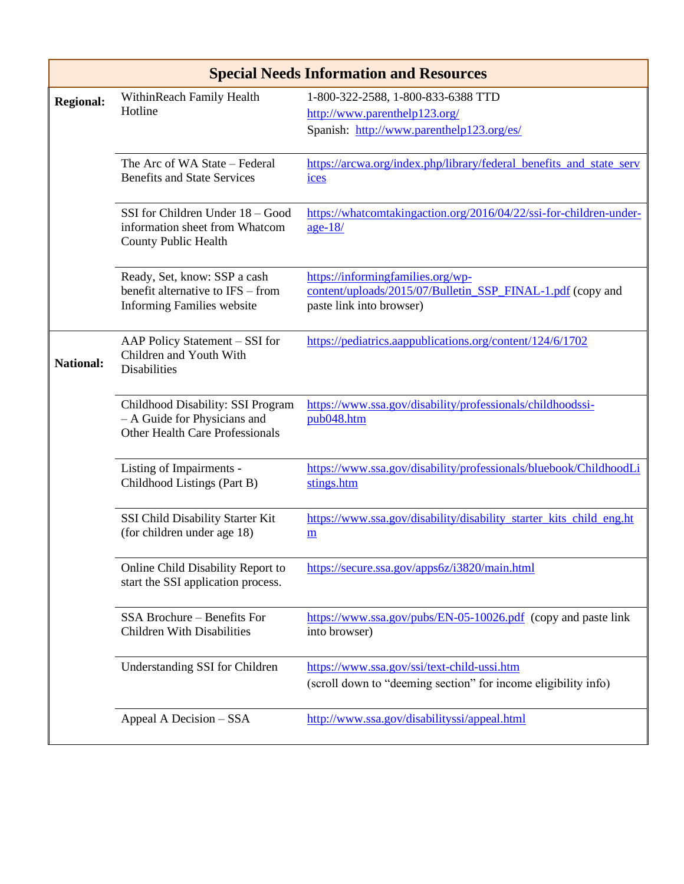| Special Needs Information and Resources | | |
|---|---|---|
| **Regional:** | WithinReach Family Health Hotline | 1-800-322-2588, 1-800-833-6388 TTD<br>http://www.parenthelp123.org/<br>Spanish: http://www.parenthelp123.org/es/ |
| | The Arc of WA State – Federal Benefits and State Services | https://arcwa.org/index.php/library/federal_benefits_and_state_services |
| | SSI for Children Under 18 – Good information sheet from Whatcom County Public Health | https://whatcomtakingaction.org/2016/04/22/ssi-for-children-under-age-18/ |
| | Ready, Set, know: SSP a cash benefit alternative to IFS – from Informing Families website | https://informingfamilies.org/wp-content/uploads/2015/07/Bulletin_SSP_FINAL-1.pdf (copy and paste link into browser) |
| **National:** | AAP Policy Statement – SSI for Children and Youth With Disabilities | https://pediatrics.aappublications.org/content/124/6/1702 |
| | Childhood Disability: SSI Program – A Guide for Physicians and Other Health Care Professionals | https://www.ssa.gov/disability/professionals/childhoodssi-pub048.htm |
| | Listing of Impairments - Childhood Listings (Part B) | https://www.ssa.gov/disability/professionals/bluebook/ChildhoodListings.htm |
| | SSI Child Disability Starter Kit (for children under age 18) | https://www.ssa.gov/disability/disability_starter_kits_child_eng.htm |
| | Online Child Disability Report to start the SSI application process. | https://secure.ssa.gov/apps6z/i3820/main.html |
| | SSA Brochure – Benefits For Children With Disabilities | https://www.ssa.gov/pubs/EN-05-10026.pdf (copy and paste link into browser) |
| | Understanding SSI for Children | https://www.ssa.gov/ssi/text-child-ussi.htm<br>(scroll down to "deeming section" for income eligibility info) |
| | Appeal A Decision – SSA | http://www.ssa.gov/disabilityssi/appeal.html |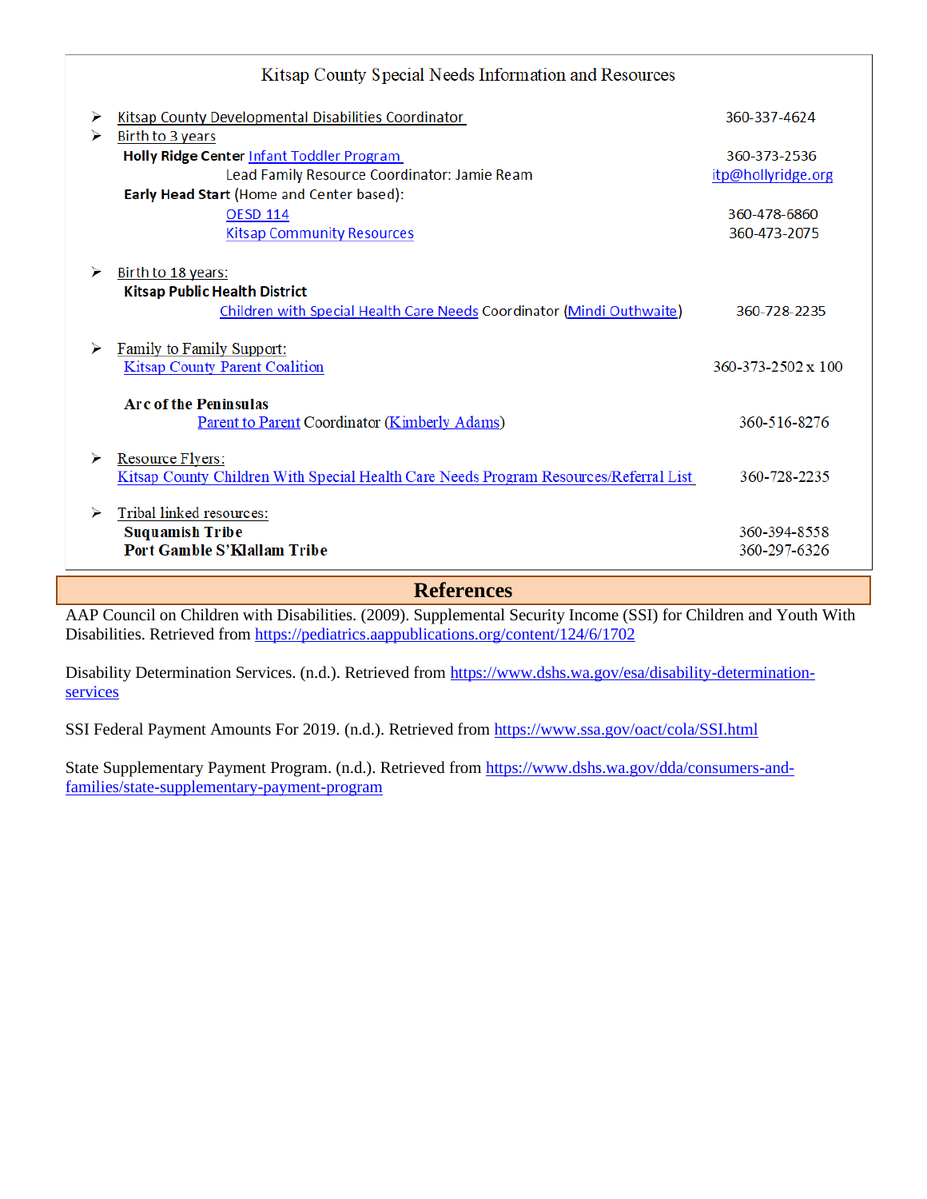## Kitsap County Special Needs Information and Resources

- Kitsap County Developmental Disabilities Coordinator — 360-337-4624
- Birth to 3 years
  - **Holly Ridge Center** Infant Toddler Program — 360-373-2536
    - Lead Family Resource Coordinator: Jamie Ream — itp@hollyridge.org
  - **Early Head Start** (Home and Center based):
    - OESD 114 — 360-478-6860
    - Kitsap Community Resources — 360-473-2075
- Birth to 18 years:
  - **Kitsap Public Health District**
    - Children with Special Health Care Needs Coordinator (Mindi Outhwaite) — 360-728-2235
- Family to Family Support:
  - Kitsap County Parent Coalition — 360-373-2502 x 100
  - **Arc of the Peninsulas**
    - Parent to Parent Coordinator (Kimberly Adams) — 360-516-8276
- Resource Flyers:
  - Kitsap County Children With Special Health Care Needs Program Resources/Referral List — 360-728-2235
- Tribal linked resources:
  - **Suquamish Tribe** — 360-394-8558
  - **Port Gamble S'Klallam Tribe** — 360-297-6326

## References

AAP Council on Children with Disabilities. (2009). Supplemental Security Income (SSI) for Children and Youth With Disabilities. Retrieved from https://pediatrics.aappublications.org/content/124/6/1702

Disability Determination Services. (n.d.). Retrieved from https://www.dshs.wa.gov/esa/disability-determination-services

SSI Federal Payment Amounts For 2019. (n.d.). Retrieved from https://www.ssa.gov/oact/cola/SSI.html

State Supplementary Payment Program. (n.d.). Retrieved from https://www.dshs.wa.gov/dda/consumers-and-families/state-supplementary-payment-program